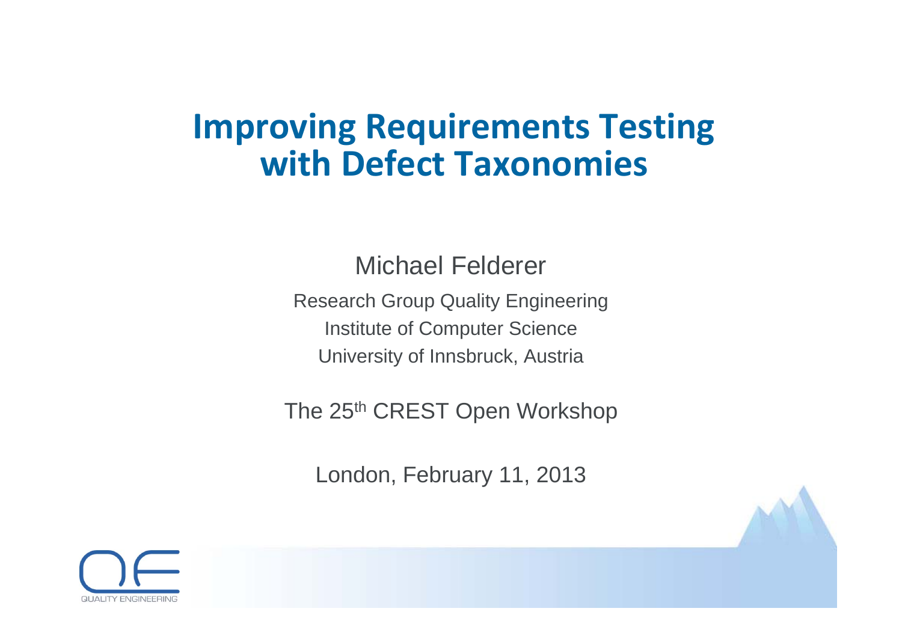# Improving Requirements Testing with Defect Taxonomies

Michael Felderer

Research Group Quality Engineering
Institute of Computer Science
University of Innsbruck, Austria

The 25th CREST Open Workshop

London, February 11, 2013

QUALITY ENGINEERING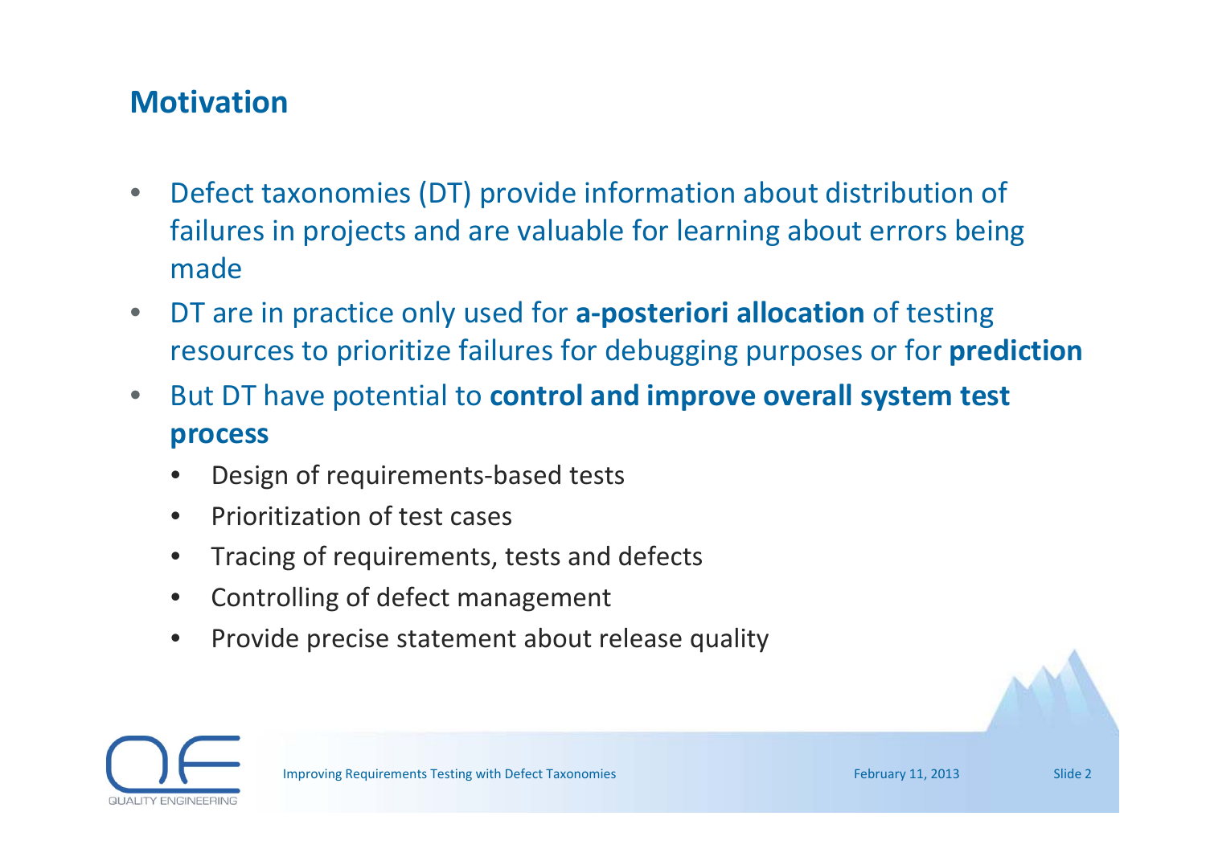## Motivation

- Defect taxonomies (DT) provide information about distribution of failures in projects and are valuable for learning about errors being made
- DT are in practice only used for **a-posteriori allocation** of testing resources to prioritize failures for debugging purposes or for **prediction**
- But DT have potential to **control and improve overall system test process**
  - Design of requirements-based tests
  - Prioritization of test cases
  - Tracing of requirements, tests and defects
  - Controlling of defect management
  - Provide precise statement about release quality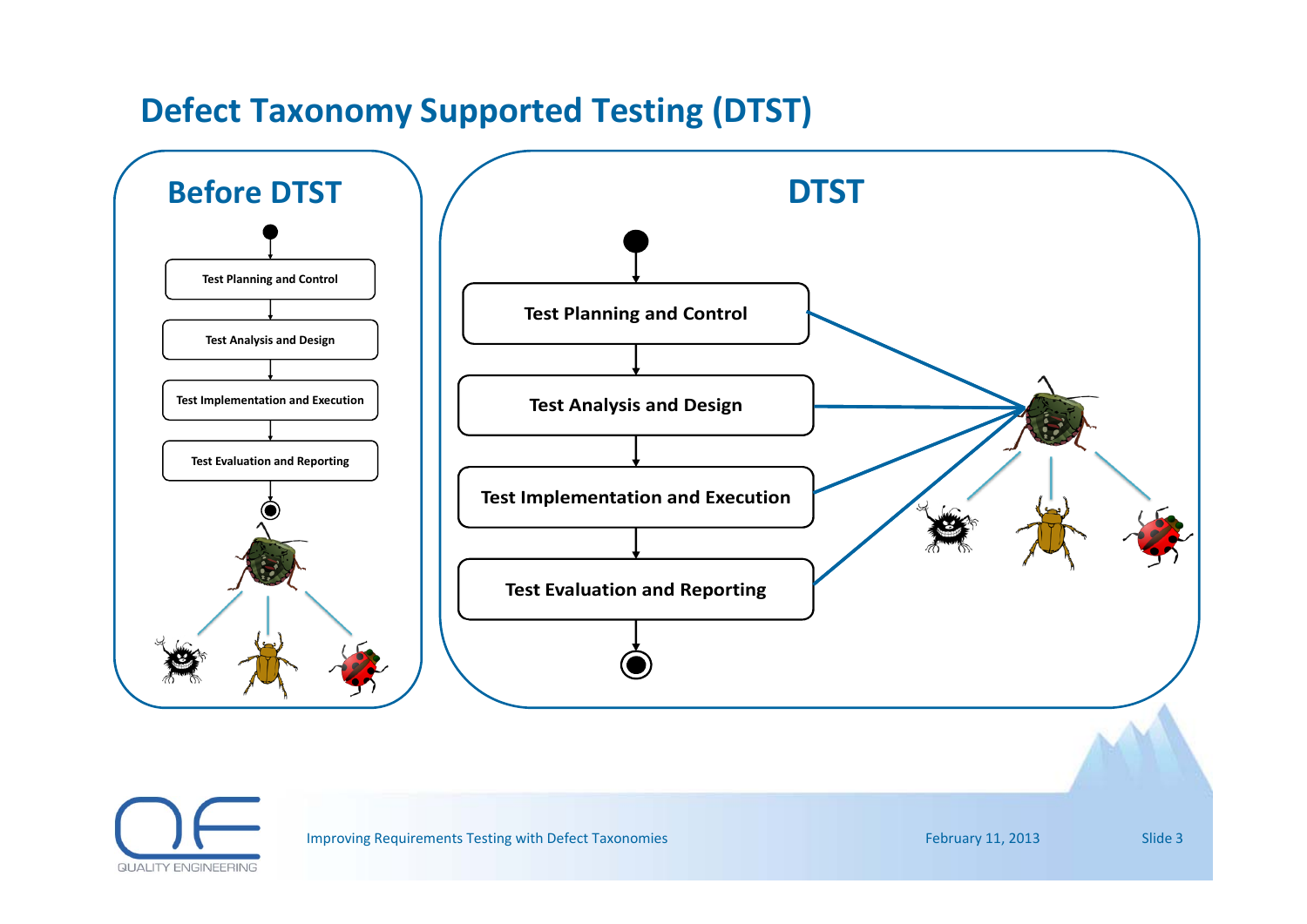# Defect Taxonomy Supported Testing (DTST)

## Before DTST

- Test Planning and Control
- Test Analysis and Design
- Test Implementation and Execution
- Test Evaluation and Reporting

## DTST

- Test Planning and Control
- Test Analysis and Design
- Test Implementation and Execution
- Test Evaluation and Reporting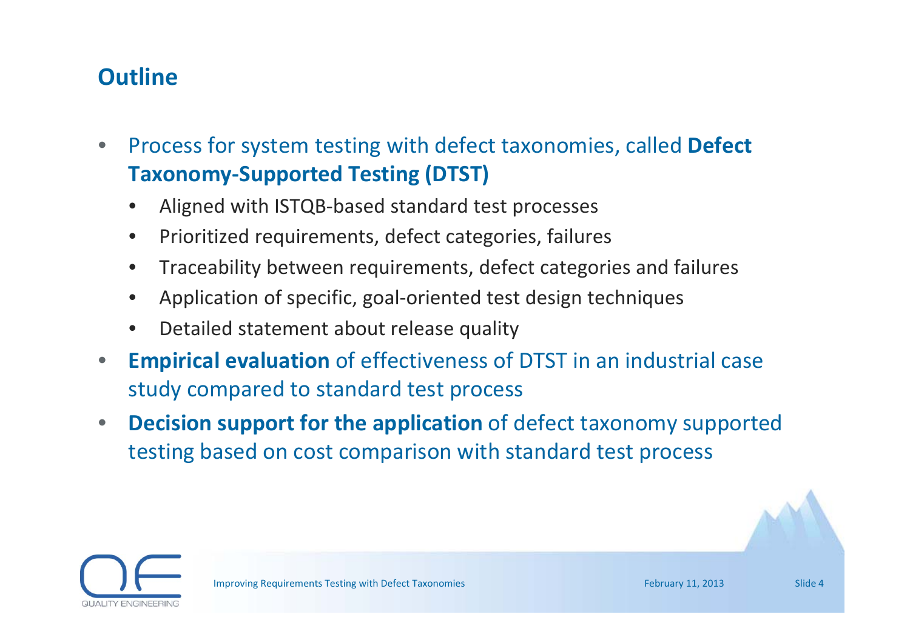## Outline

- Process for system testing with defect taxonomies, called **Defect Taxonomy-Supported Testing (DTST)**
  - Aligned with ISTQB-based standard test processes
  - Prioritized requirements, defect categories, failures
  - Traceability between requirements, defect categories and failures
  - Application of specific, goal-oriented test design techniques
  - Detailed statement about release quality
- **Empirical evaluation** of effectiveness of DTST in an industrial case study compared to standard test process
- **Decision support for the application** of defect taxonomy supported testing based on cost comparison with standard test process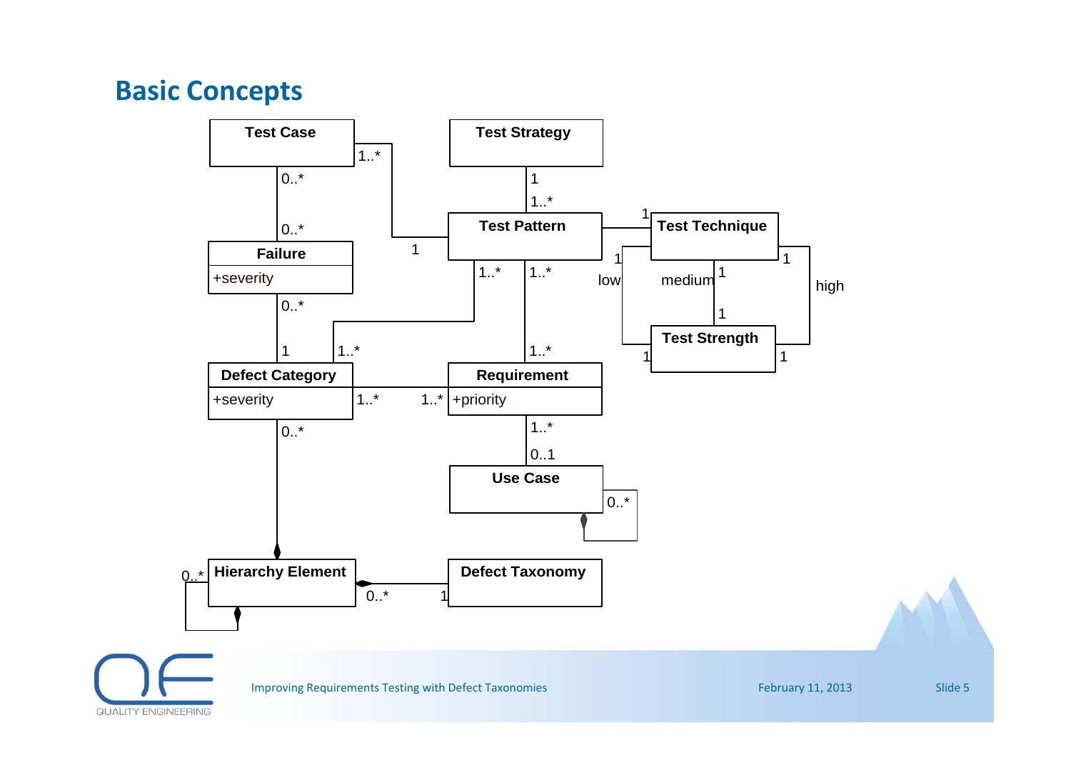# Basic Concepts

Test Case

Test Strategy

Test Pattern

Test Technique

Failure

+severity

Test Strength

Defect Category

+severity

Requirement

+priority

Use Case

Hierarchy Element

Defect Taxonomy

1..* 0..* 0..* 1 1..* 1 1 1 1..* 1..* 0..* 1 1..* 1..* low medium high 1 1 1 1 1 1..* 1..* 1..* 0..* 1..* 0..1 0..* 0..* 0..* 1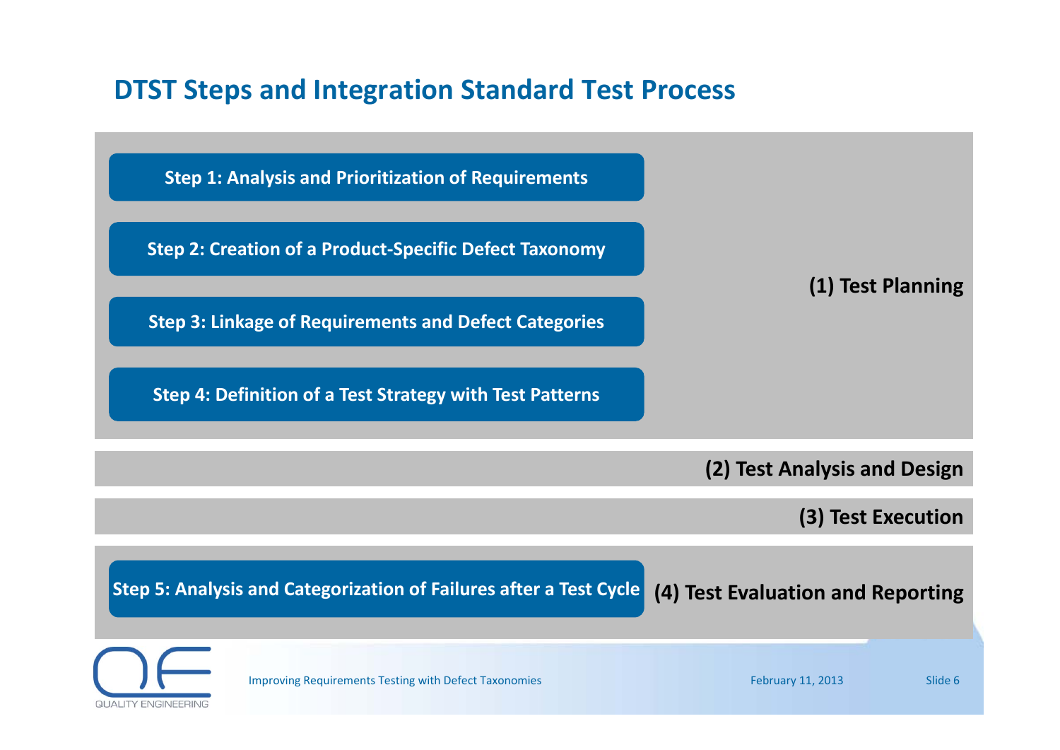## DTST Steps and Integration Standard Test Process

**(1) Test Planning**

- **Step 1: Analysis and Prioritization of Requirements**
- **Step 2: Creation of a Product-Specific Defect Taxonomy**
- **Step 3: Linkage of Requirements and Defect Categories**
- **Step 4: Definition of a Test Strategy with Test Patterns**

**(2) Test Analysis and Design**

**(3) Test Execution**

**(4) Test Evaluation and Reporting**

- **Step 5: Analysis and Categorization of Failures after a Test Cycle**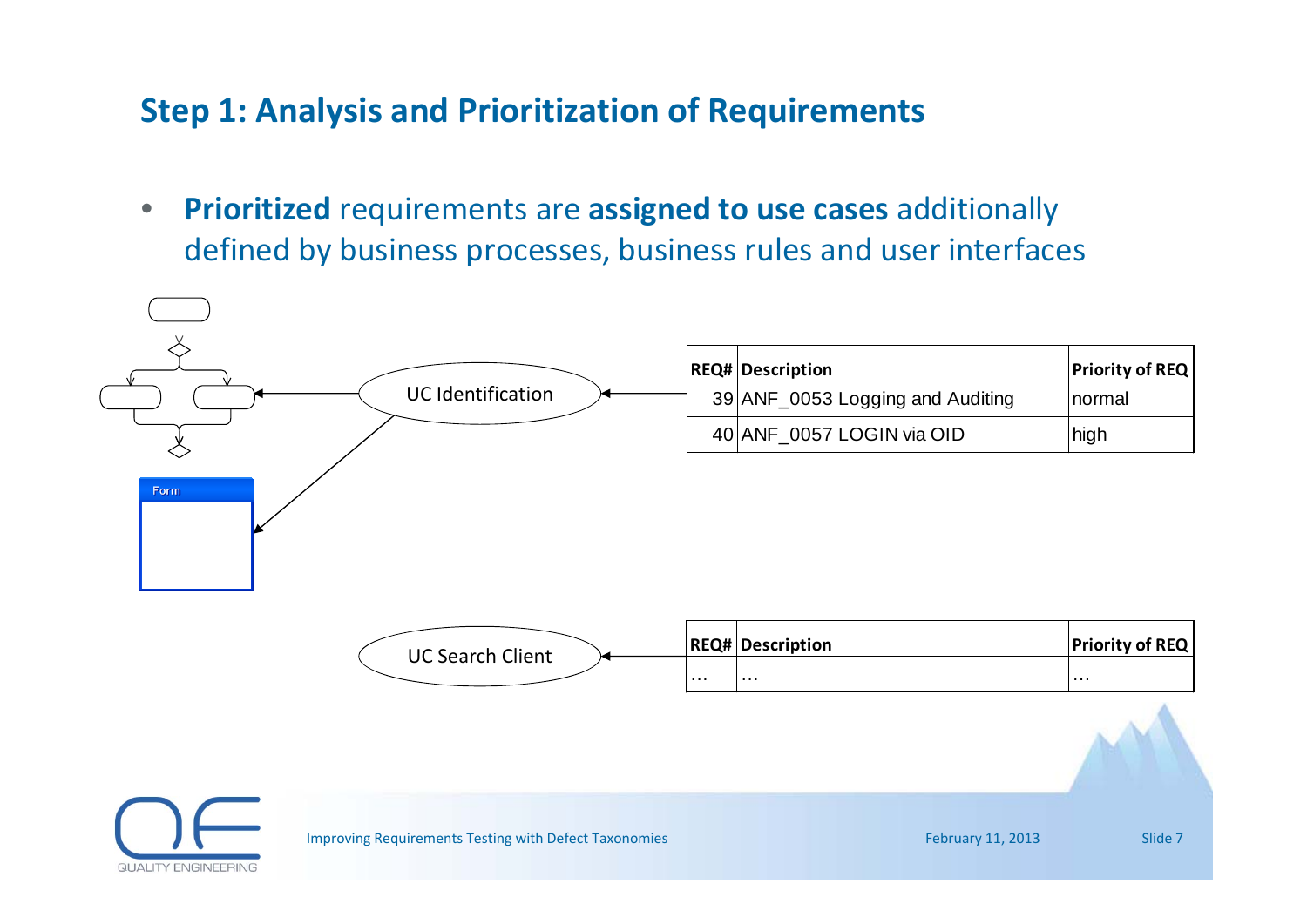## Step 1: Analysis and Prioritization of Requirements

- **Prioritized** requirements are **assigned to use cases** additionally defined by business processes, business rules and user interfaces

UC Identification

| REQ# | Description | Priority of REQ |
| --- | --- | --- |
| 39 | ANF_0053 Logging and Auditing | normal |
| 40 | ANF_0057 LOGIN via OID | high |

Form

UC Search Client

| REQ# | Description | Priority of REQ |
| --- | --- | --- |
| … | … | … |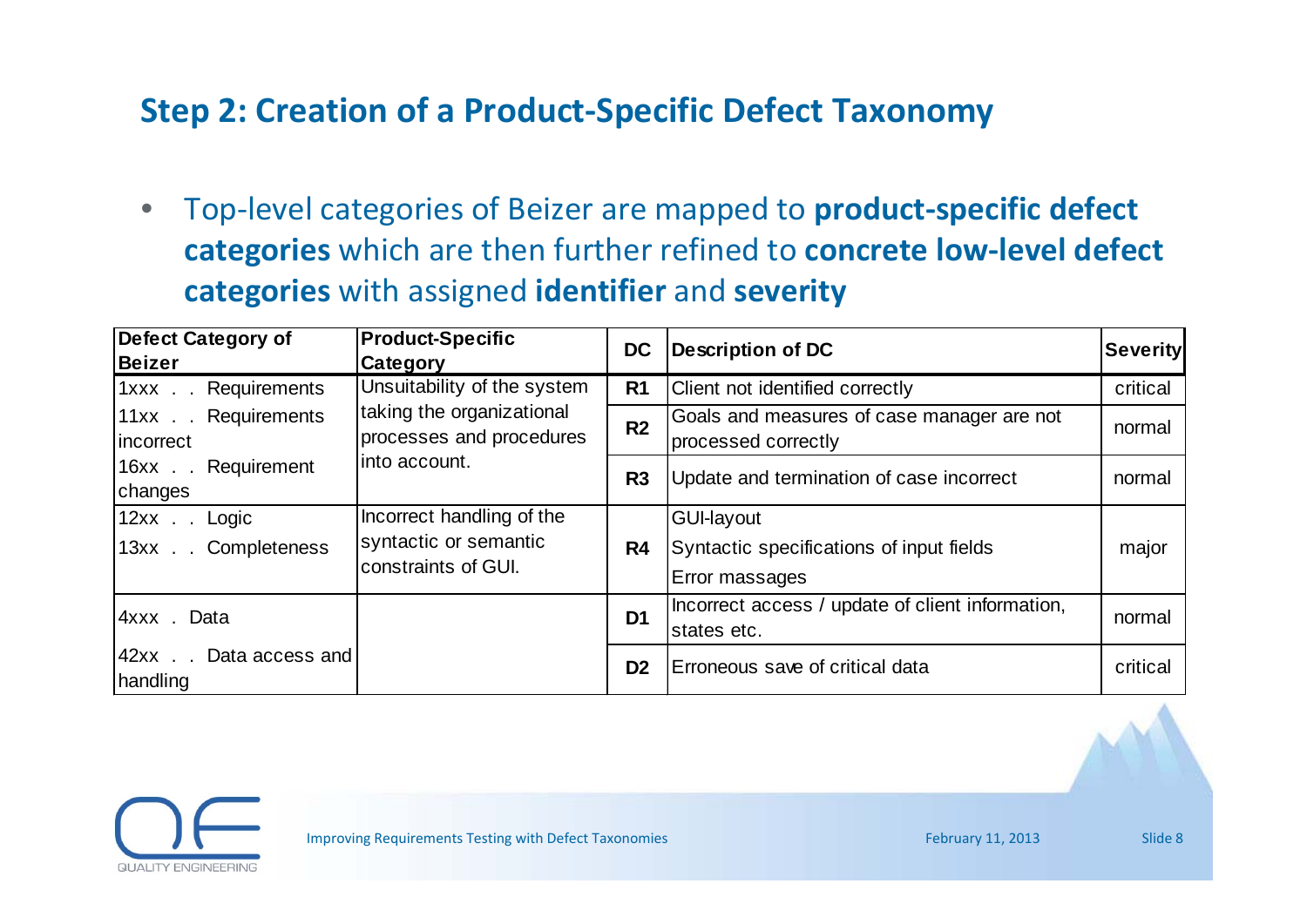## Step 2: Creation of a Product-Specific Defect Taxonomy

- Top-level categories of Beizer are mapped to **product-specific defect categories** which are then further refined to **concrete low-level defect categories** with assigned **identifier** and **severity**

| Defect Category of Beizer | Product-Specific Category | DC | Description of DC | Severity |
|---|---|---|---|---|
| 1xxx . . Requirements<br>11xx . . Requirements incorrect<br>16xx . . Requirement changes | Unsuitability of the system taking the organizational processes and procedures into account. | R1 | Client not identified correctly | critical |
| | | R2 | Goals and measures of case manager are not processed correctly | normal |
| | | R3 | Update and termination of case incorrect | normal |
| 12xx . . Logic<br>13xx . . Completeness | Incorrect handling of the syntactic or semantic constraints of GUI. | R4 | GUI-layout<br>Syntactic specifications of input fields<br>Error massages | major |
| 4xxx . Data<br>42xx . . Data access and handling | | D1 | Incorrect access / update of client information, states etc. | normal |
| | | D2 | Erroneous save of critical data | critical |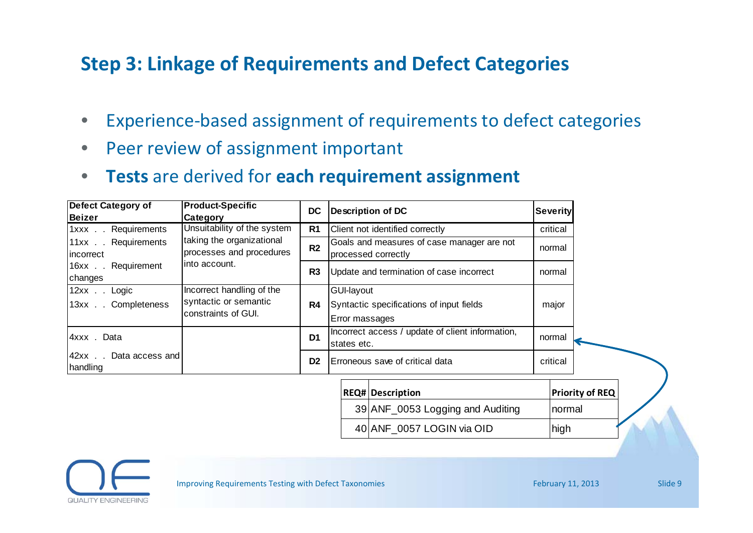## Step 3: Linkage of Requirements and Defect Categories

- Experience-based assignment of requirements to defect categories
- Peer review of assignment important
- **Tests** are derived for **each requirement assignment**

| Defect Category of Beizer | Product-Specific Category | DC | Description of DC | Severity |
|---|---|---|---|---|
| 1xxx . . Requirements<br>11xx . . Requirements incorrect<br>16xx . . Requirement changes | Unsuitability of the system taking the organizational processes and procedures into account. | R1 | Client not identified correctly | critical |
| | | R2 | Goals and measures of case manager are not processed correctly | normal |
| | | R3 | Update and termination of case incorrect | normal |
| 12xx . . Logic<br>13xx . . Completeness | Incorrect handling of the syntactic or semantic constraints of GUI. | R4 | GUI-layout<br>Syntactic specifications of input fields<br>Error massages | major |
| 4xxx . Data<br>42xx . . Data access and handling | | D1 | Incorrect access / update of client information, states etc. | normal |
| | | D2 | Erroneous save of critical data | critical |

| REQ# | Description | Priority of REQ |
|---|---|---|
| 39 | ANF_0053 Logging and Auditing | normal |
| 40 | ANF_0057 LOGIN via OID | high |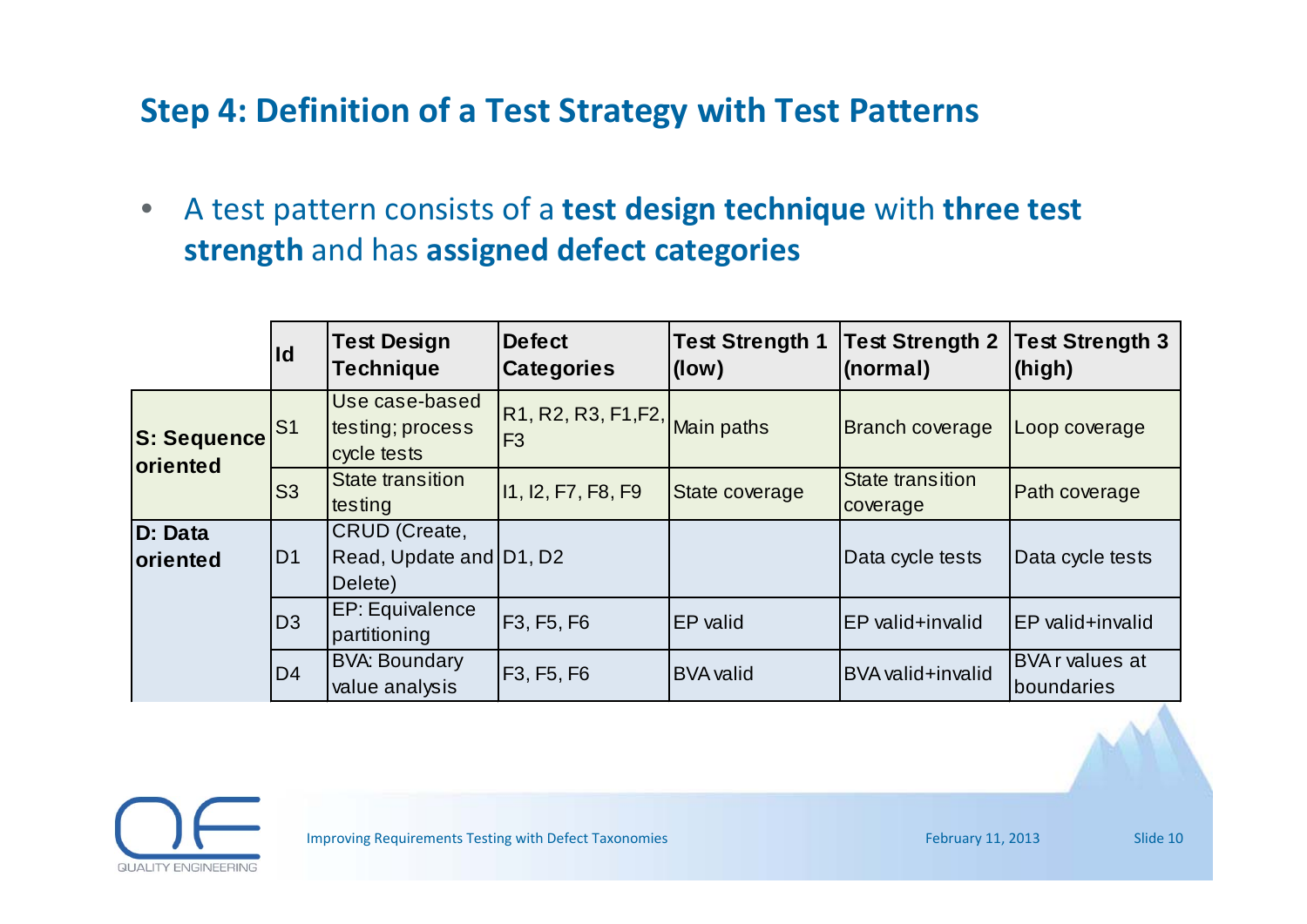## Step 4: Definition of a Test Strategy with Test Patterns

- A test pattern consists of a **test design technique** with **three test strength** and has **assigned defect categories**

| | Id | Test Design Technique | Defect Categories | Test Strength 1 (low) | Test Strength 2 (normal) | Test Strength 3 (high) |
|---|---|---|---|---|---|---|
| **S: Sequence oriented** | S1 | Use case-based testing; process cycle tests | R1, R2, R3, F1,F2, F3 | Main paths | Branch coverage | Loop coverage |
| | S3 | State transition testing | I1, I2, F7, F8, F9 | State coverage | State transition coverage | Path coverage |
| **D: Data oriented** | D1 | CRUD (Create, Read, Update and Delete) | D1, D2 | | Data cycle tests | Data cycle tests |
| | D3 | EP: Equivalence partitioning | F3, F5, F6 | EP valid | EP valid+invalid | EP valid+invalid |
| | D4 | BVA: Boundary value analysis | F3, F5, F6 | BVA valid | BVA valid+invalid | BVA r values at boundaries |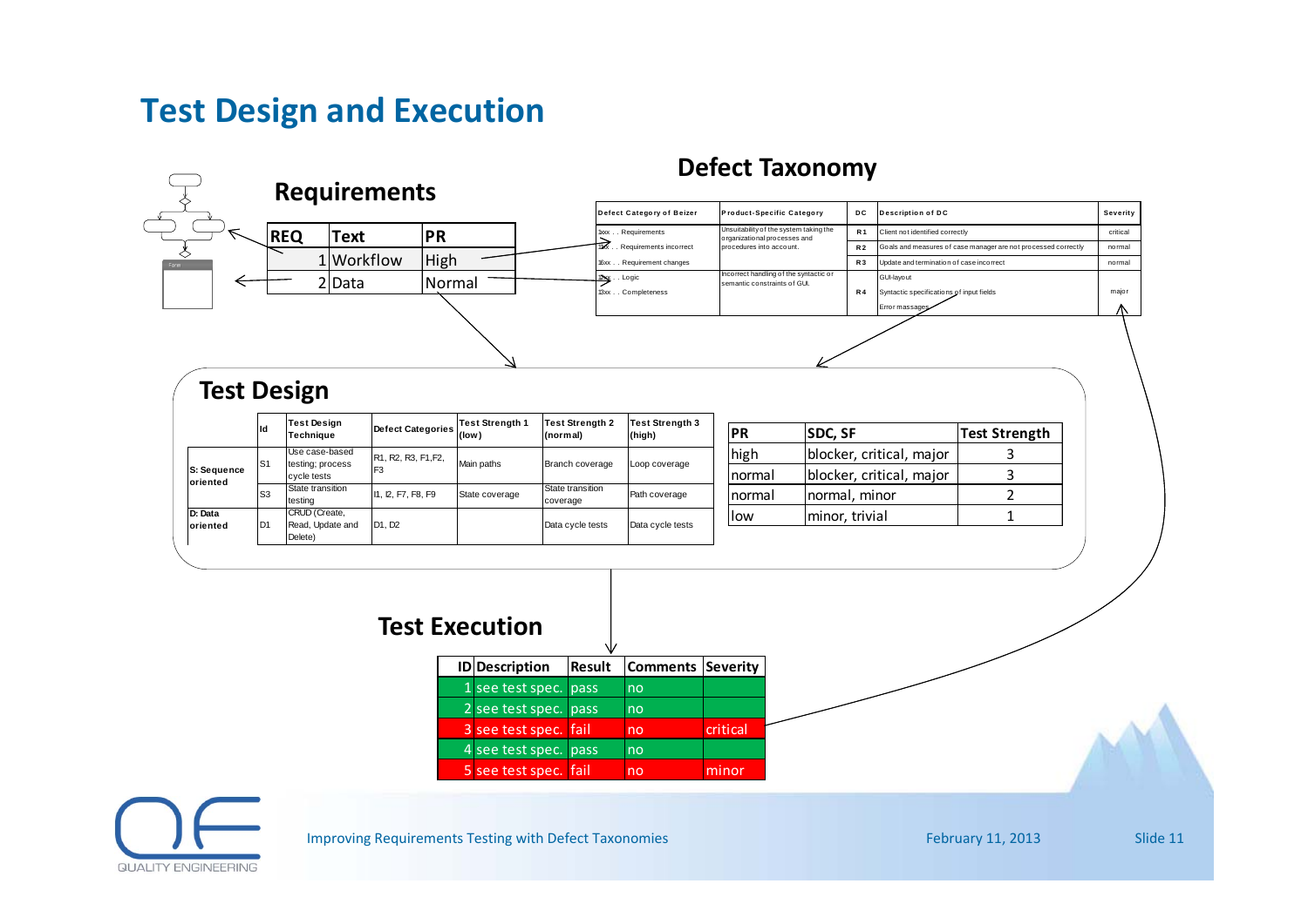# Test Design and Execution

## Requirements

| REQ | Text | PR |
|---|---|---|
| 1 | Workflow | High |
| 2 | Data | Normal |

## Defect Taxonomy

| Defect Category of Beizer | Product-Specific Category | DC | Description of DC | Severity |
|---|---|---|---|---|
| 1xxx . . Requirements<br>11xx . . Requirements incorrect<br>16xx . . Requirement changes | Unsuitability of the system taking the organizational processes and procedures into account. | R1 | Client not identified correctly | critical |
| | | R2 | Goals and measures of case manager are not processed correctly | normal |
| | | R3 | Update and termination of case incorrect | normal |
| 12xx . . Logic<br>13xx . . Completeness | Incorrect handling of the syntactic or semantic constraints of GUI. | R4 | GUI-layout<br>Syntactic specifications of input fields<br>Error massages | major |

## Test Design

| | Id | Test Design Technique | Defect Categories | Test Strength 1 (low) | Test Strength 2 (normal) | Test Strength 3 (high) |
|---|---|---|---|---|---|---|
| S: Sequence oriented | S1 | Use case-based testing; process cycle tests | R1, R2, R3, F1,F2, F3 | Main paths | Branch coverage | Loop coverage |
| | S3 | State transition testing | I1, I2, F7, F8, F9 | State coverage | State transition coverage | Path coverage |
| D: Data oriented | D1 | CRUD (Create, Read, Update and Delete) | D1, D2 | | Data cycle tests | Data cycle tests |

| PR | SDC, SF | Test Strength |
|---|---|---|
| high | blocker, critical, major | 3 |
| normal | blocker, critical, major | 3 |
| normal | normal, minor | 2 |
| low | minor, trivial | 1 |

## Test Execution

| ID | Description | Result | Comments | Severity |
|---|---|---|---|---|
| 1 | see test spec. | pass | no | |
| 2 | see test spec. | pass | no | |
| 3 | see test spec. | fail | no | critical |
| 4 | see test spec. | pass | no | |
| 5 | see test spec. | fail | no | minor |

QUALITY ENGINEERING

Improving Requirements Testing with Defect Taxonomies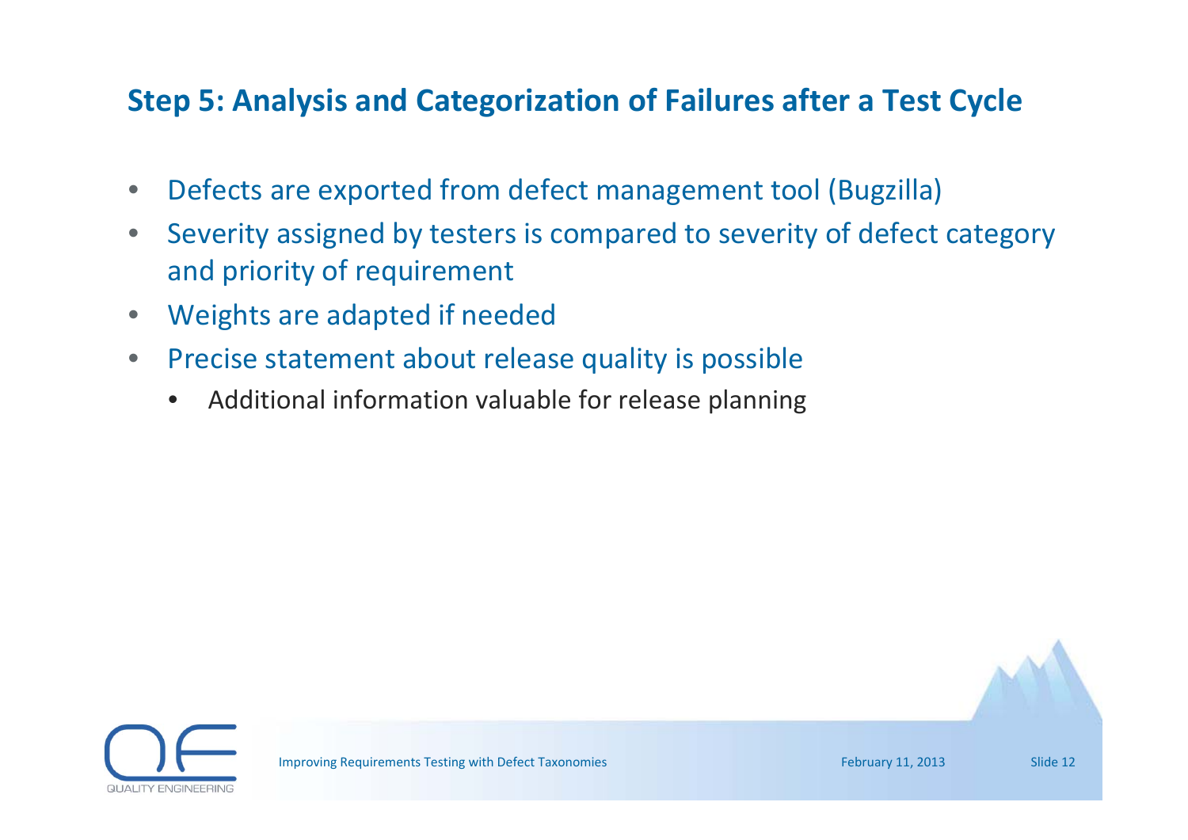## Step 5: Analysis and Categorization of Failures after a Test Cycle

- Defects are exported from defect management tool (Bugzilla)
- Severity assigned by testers is compared to severity of defect category and priority of requirement
- Weights are adapted if needed
- Precise statement about release quality is possible
  - Additional information valuable for release planning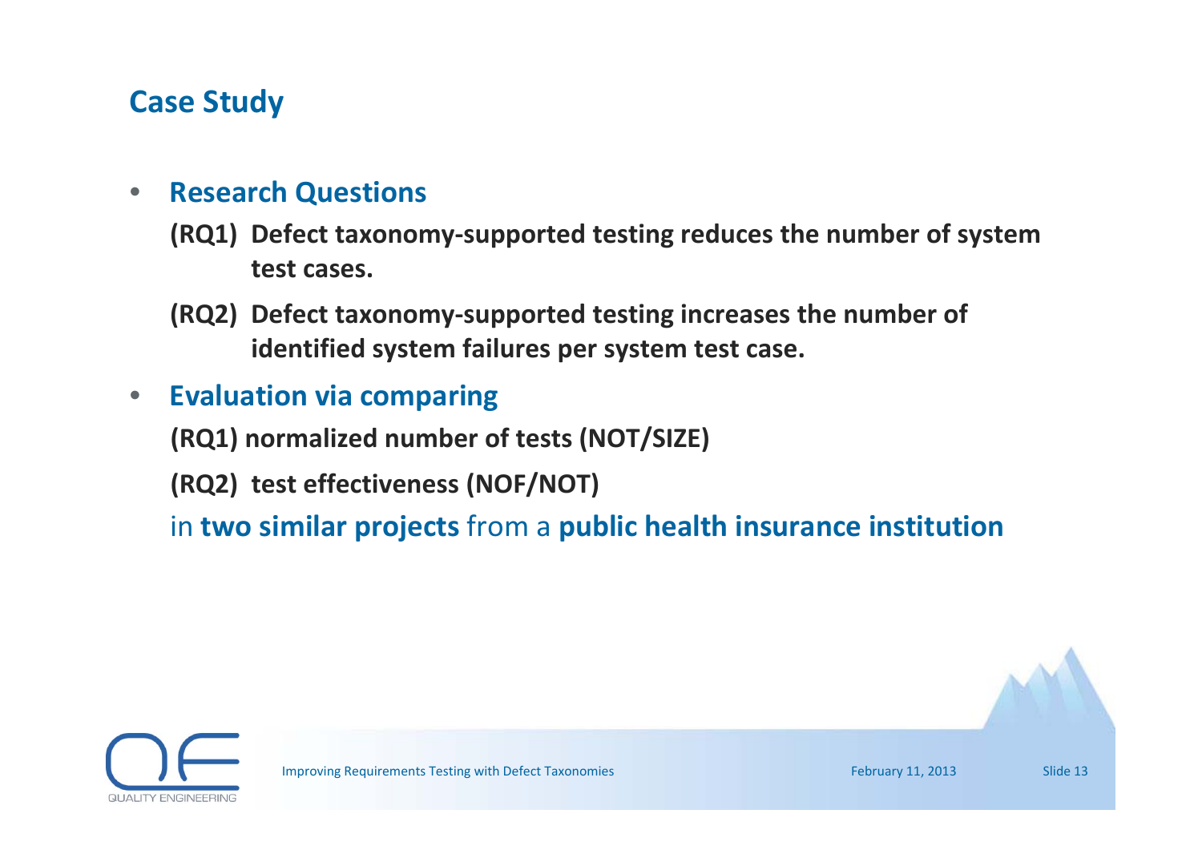## Case Study

- **Research Questions**
  - **(RQ1) Defect taxonomy-supported testing reduces the number of system test cases.**
  - **(RQ2) Defect taxonomy-supported testing increases the number of identified system failures per system test case.**
- **Evaluation via comparing**

  **(RQ1) normalized number of tests (NOT/SIZE)**

  **(RQ2) test effectiveness (NOF/NOT)**

  in **two similar projects** from a **public health insurance institution**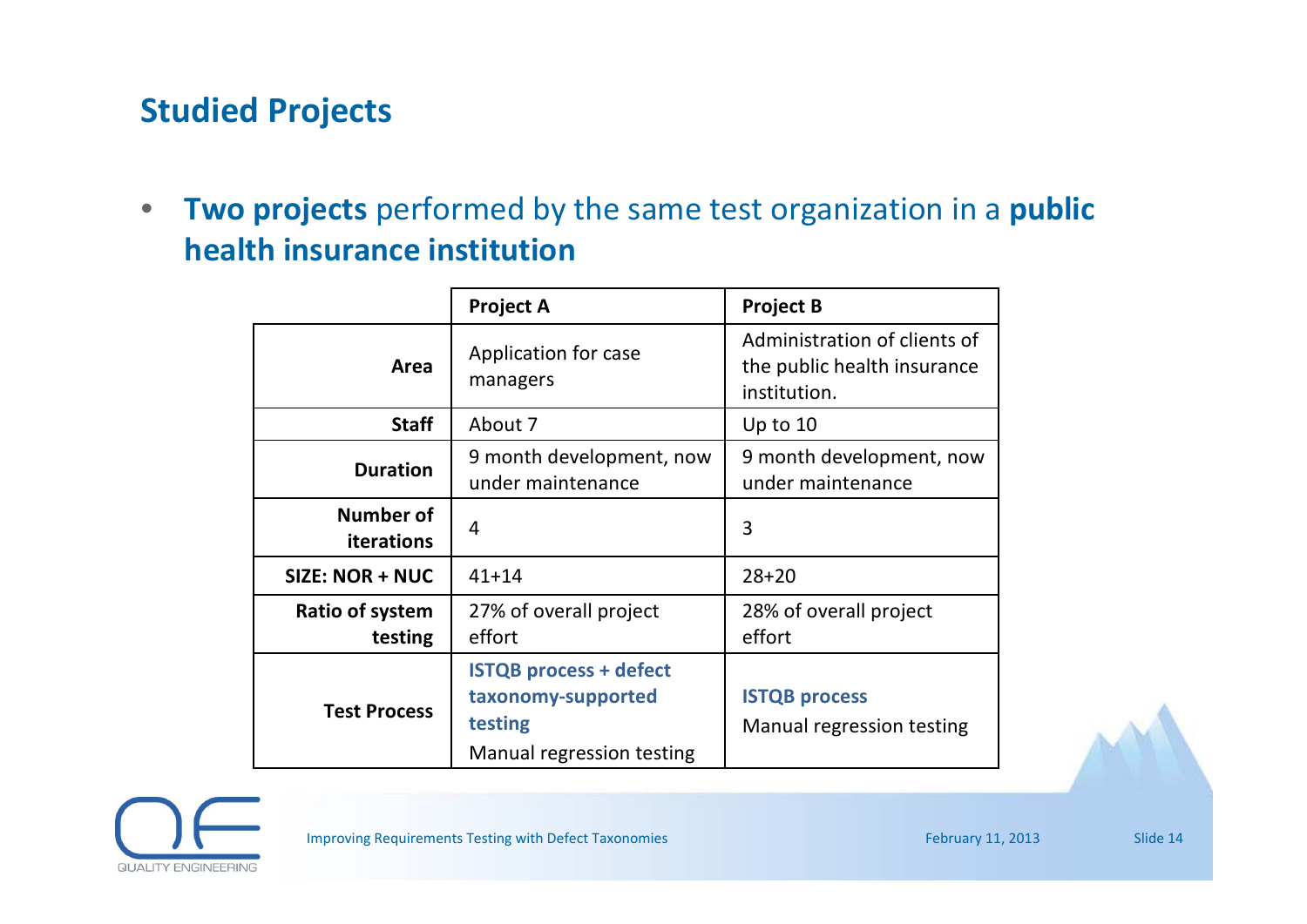## Studied Projects

- **Two projects** performed by the same test organization in a **public health insurance institution**

| | Project A | Project B |
|---|---|---|
| **Area** | Application for case managers | Administration of clients of the public health insurance institution. |
| **Staff** | About 7 | Up to 10 |
| **Duration** | 9 month development, now under maintenance | 9 month development, now under maintenance |
| **Number of iterations** | 4 | 3 |
| **SIZE: NOR + NUC** | 41+14 | 28+20 |
| **Ratio of system testing** | 27% of overall project effort | 28% of overall project effort |
| **Test Process** | **ISTQB process + defect taxonomy-supported testing**<br>Manual regression testing | **ISTQB process**<br>Manual regression testing |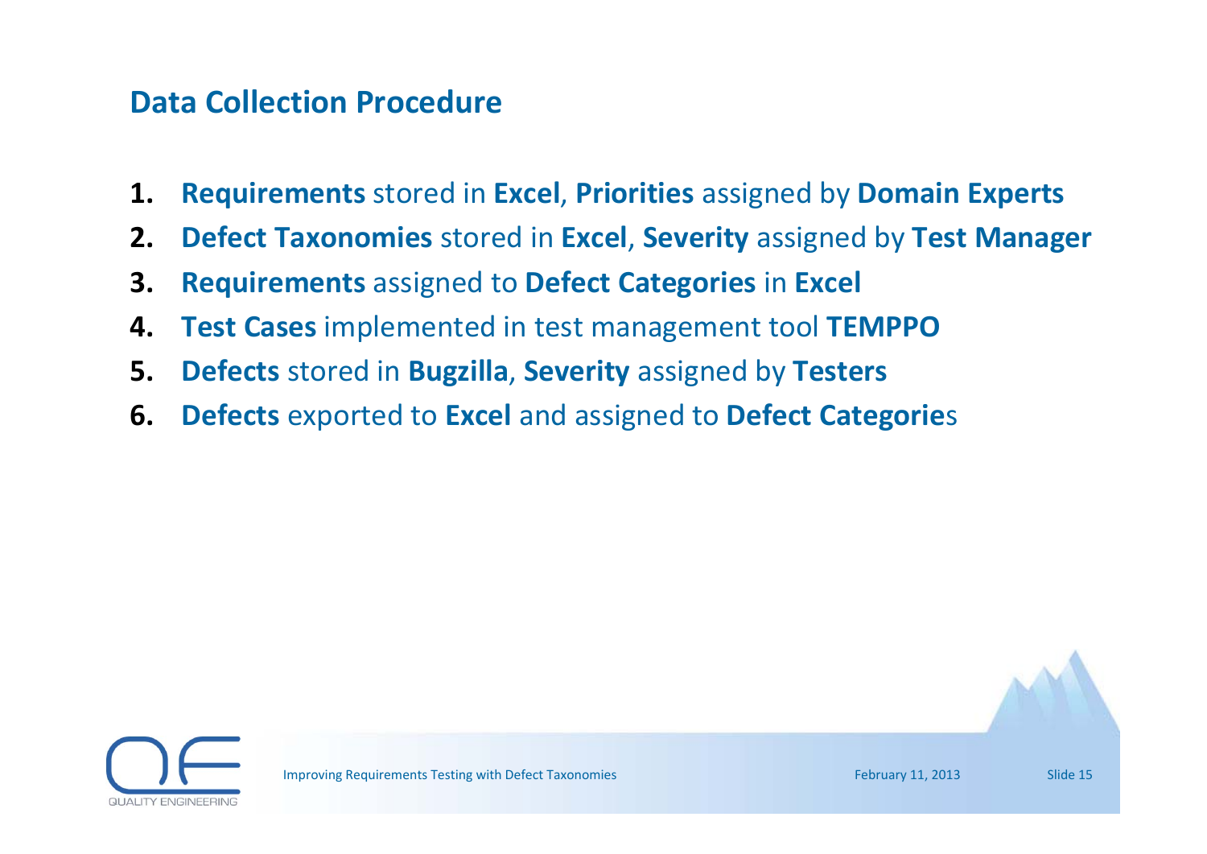## Data Collection Procedure

1. **Requirements** stored in **Excel**, **Priorities** assigned by **Domain Experts**
2. **Defect Taxonomies** stored in **Excel**, **Severity** assigned by **Test Manager**
3. **Requirements** assigned to **Defect Categories** in **Excel**
4. **Test Cases** implemented in test management tool **TEMPPO**
5. **Defects** stored in **Bugzilla**, **Severity** assigned by **Testers**
6. **Defects** exported to **Excel** and assigned to **Defect Categorie**s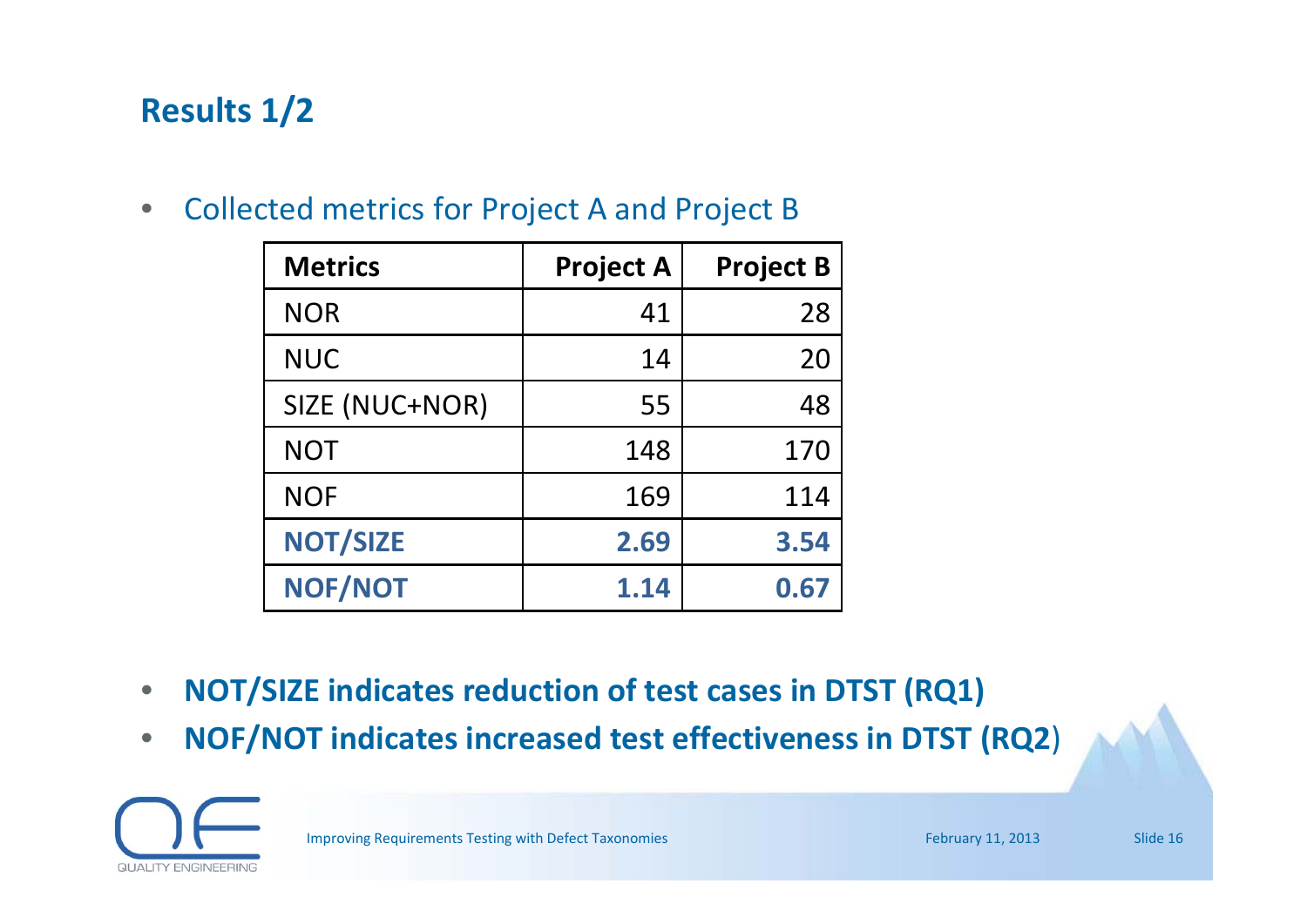## Results 1/2

- Collected metrics for Project A and Project B

| Metrics | Project A | Project B |
|---|---|---|
| NOR | 41 | 28 |
| NUC | 14 | 20 |
| SIZE (NUC+NOR) | 55 | 48 |
| NOT | 148 | 170 |
| NOF | 169 | 114 |
| **NOT/SIZE** | **2.69** | **3.54** |
| **NOF/NOT** | **1.14** | **0.67** |

- **NOT/SIZE indicates reduction of test cases in DTST (RQ1)**
- **NOF/NOT indicates increased test effectiveness in DTST (RQ2)**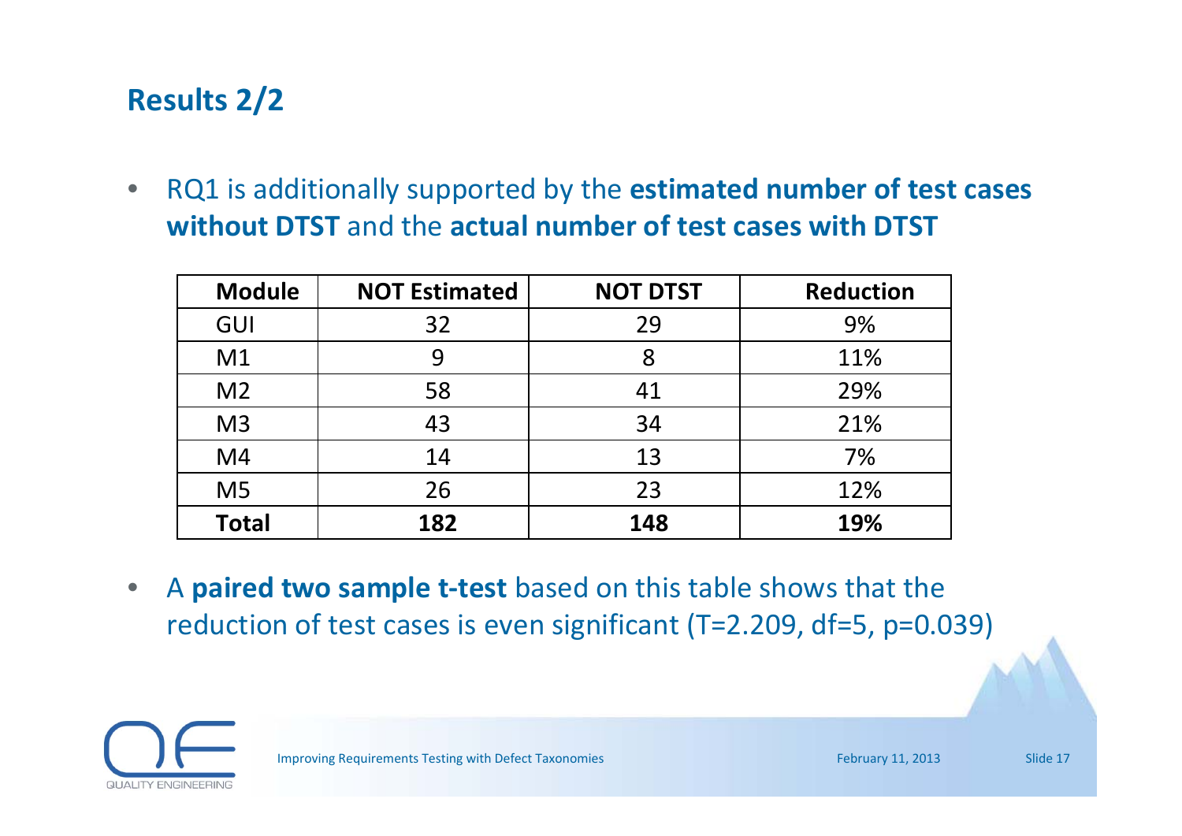## Results 2/2

- RQ1 is additionally supported by the **estimated number of test cases without DTST** and the **actual number of test cases with DTST**

| Module | NOT Estimated | NOT DTST | Reduction |
|---|---|---|---|
| GUI | 32 | 29 | 9% |
| M1 | 9 | 8 | 11% |
| M2 | 58 | 41 | 29% |
| M3 | 43 | 34 | 21% |
| M4 | 14 | 13 | 7% |
| M5 | 26 | 23 | 12% |
| **Total** | **182** | **148** | **19%** |

- A **paired two sample t-test** based on this table shows that the reduction of test cases is even significant ($T=2.209$, $df=5$, $p=0.039$)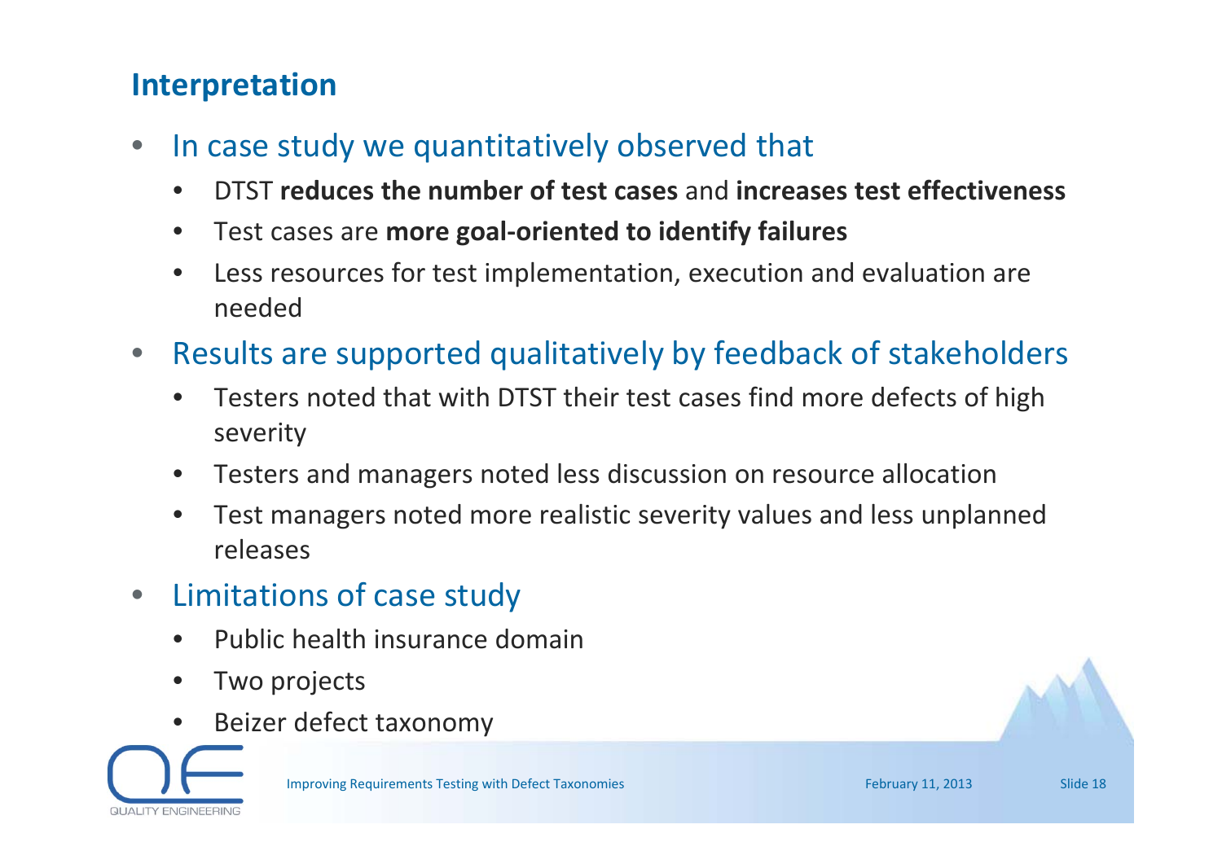## Interpretation

- In case study we quantitatively observed that
  - DTST **reduces the number of test cases** and **increases test effectiveness**
  - Test cases are **more goal-oriented to identify failures**
  - Less resources for test implementation, execution and evaluation are needed
- Results are supported qualitatively by feedback of stakeholders
  - Testers noted that with DTST their test cases find more defects of high severity
  - Testers and managers noted less discussion on resource allocation
  - Test managers noted more realistic severity values and less unplanned releases
- Limitations of case study
  - Public health insurance domain
  - Two projects
  - Beizer defect taxonomy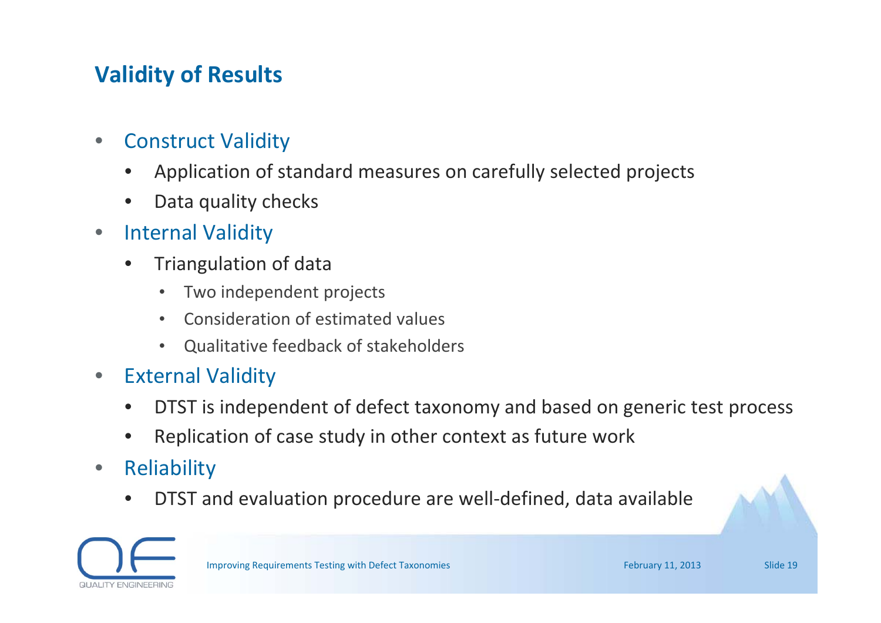## Validity of Results

- Construct Validity
  - Application of standard measures on carefully selected projects
  - Data quality checks
- Internal Validity
  - Triangulation of data
    - Two independent projects
    - Consideration of estimated values
    - Qualitative feedback of stakeholders
- External Validity
  - DTST is independent of defect taxonomy and based on generic test process
  - Replication of case study in other context as future work
- Reliability
  - DTST and evaluation procedure are well-defined, data available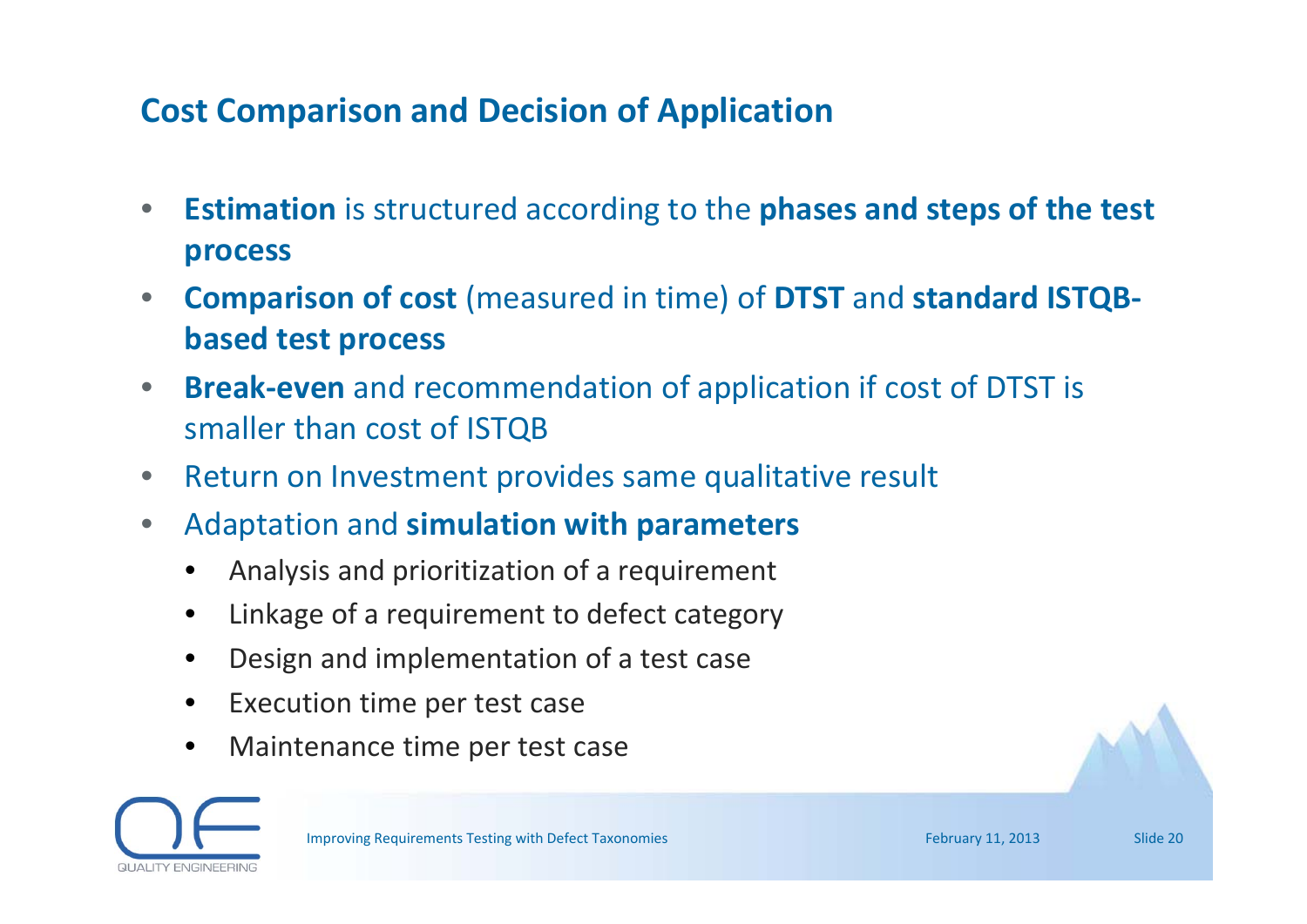## Cost Comparison and Decision of Application

- **Estimation** is structured according to the **phases and steps of the test process**
- **Comparison of cost** (measured in time) of **DTST** and **standard ISTQB-based test process**
- **Break-even** and recommendation of application if cost of DTST is smaller than cost of ISTQB
- Return on Investment provides same qualitative result
- Adaptation and **simulation with parameters**
  - Analysis and prioritization of a requirement
  - Linkage of a requirement to defect category
  - Design and implementation of a test case
  - Execution time per test case
  - Maintenance time per test case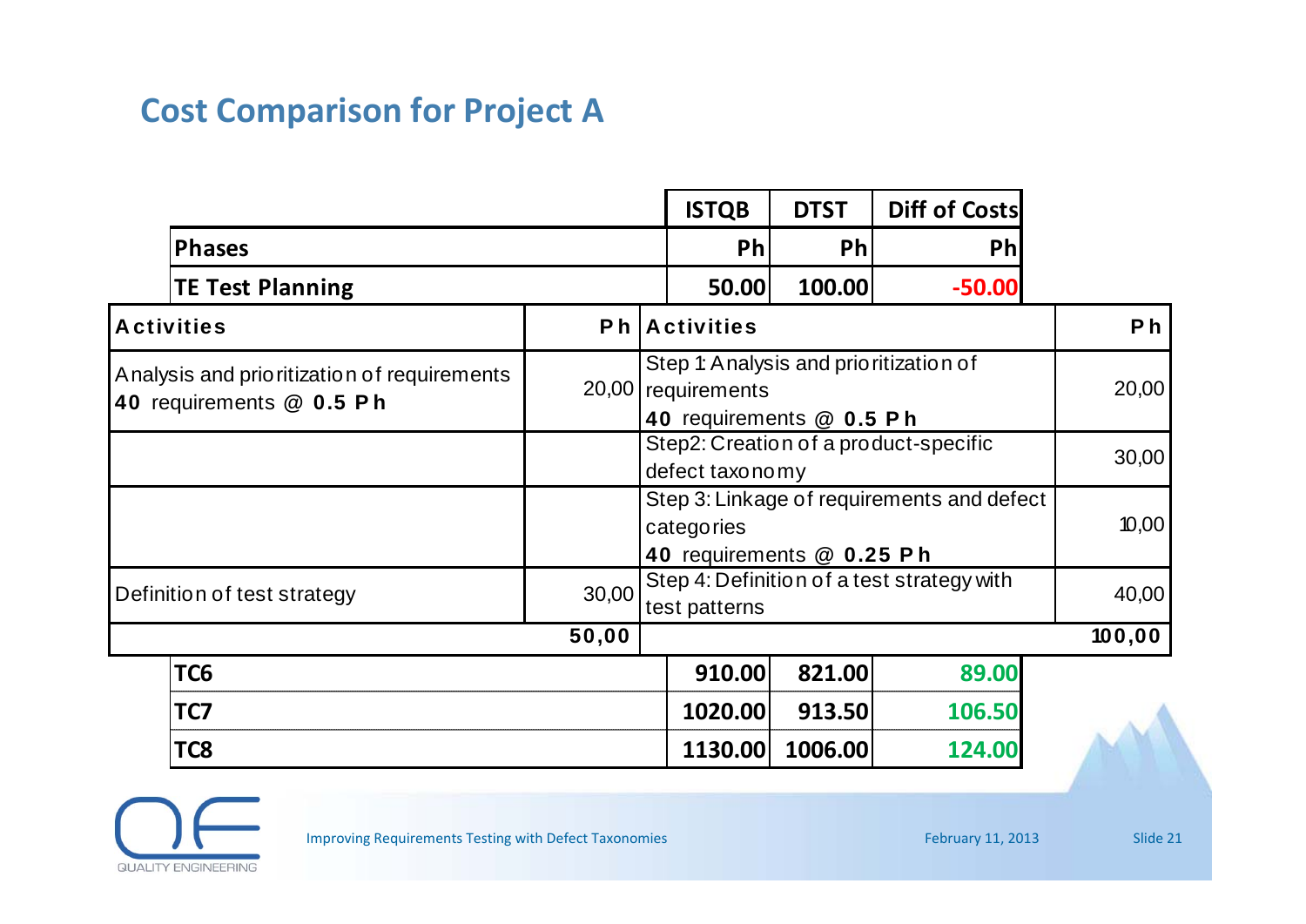## Cost Comparison for Project A

| | ISTQB | DTST | Diff of Costs |
|---|---|---|---|
| **Phases** | Ph | Ph | Ph |
| **TE Test Planning** | 50.00 | 100.00 | -50.00 |

| Activities | Ph | Activities | Ph |
|---|---|---|---|
| Analysis and prioritization of requirements **40** requirements @ **0.5 Ph** | 20,00 | Step 1: Analysis and prioritization of requirements **40** requirements @ **0.5 Ph** | 20,00 |
| | | Step2: Creation of a product-specific defect taxonomy | 30,00 |
| | | Step 3: Linkage of requirements and defect categories **40** requirements @ **0.25 Ph** | 10,00 |
| Definition of test strategy | 30,00 | Step 4: Definition of a test strategy with test patterns | 40,00 |
| | **50,00** | | **100,00** |

| | ISTQB | DTST | Diff of Costs |
|---|---|---|---|
| **TC6** | 910.00 | 821.00 | 89.00 |
| **TC7** | 1020.00 | 913.50 | 106.50 |
| **TC8** | 1130.00 | 1006.00 | 124.00 |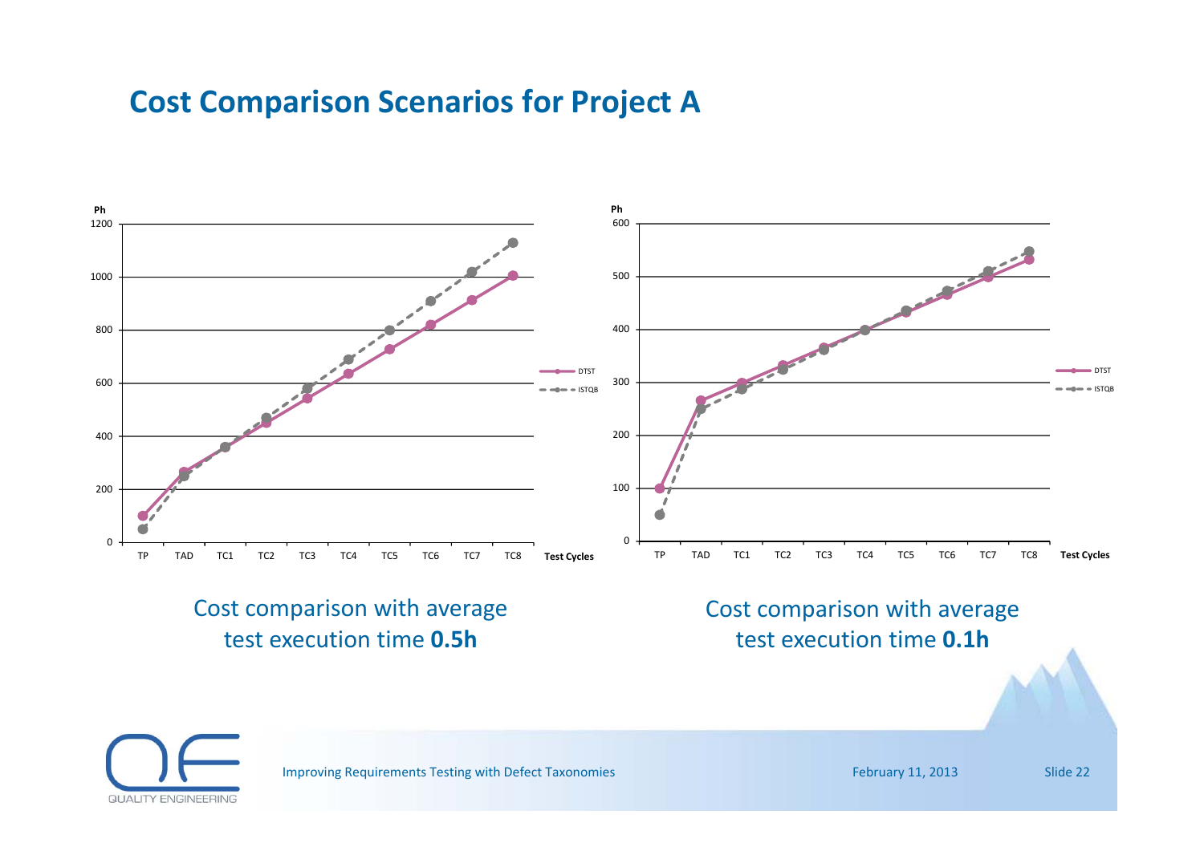# Cost Comparison Scenarios for Project A

Cost comparison with average test execution time **0.5h**

Cost comparison with average test execution time **0.1h**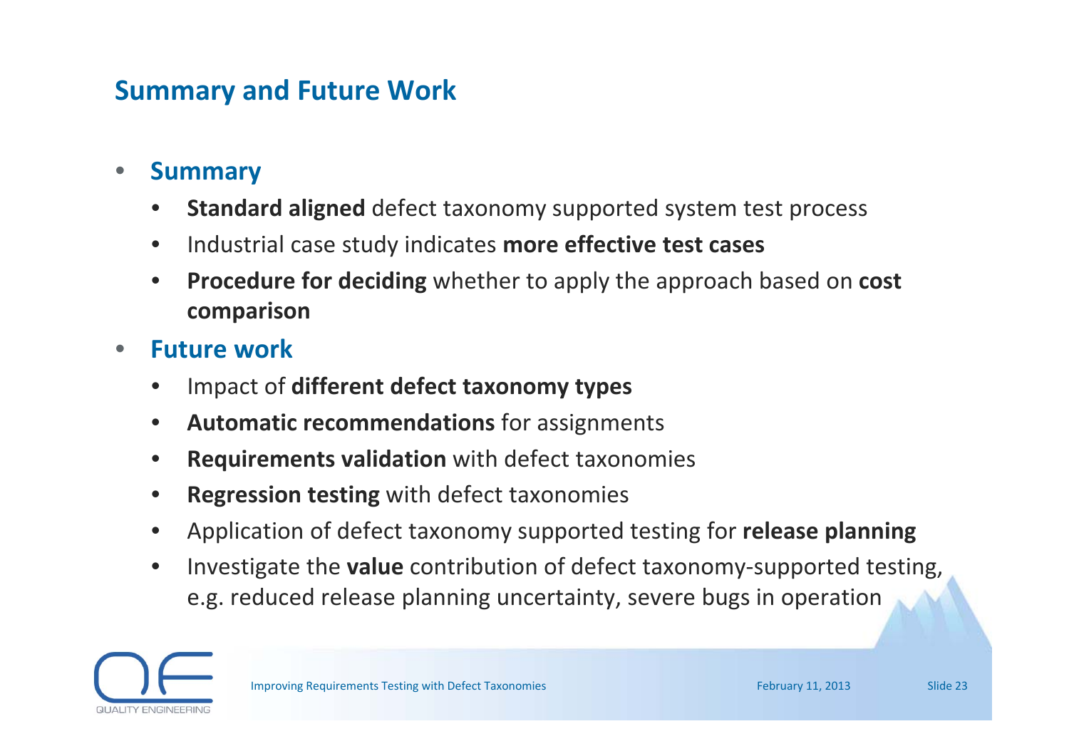## Summary and Future Work

- **Summary**
  - **Standard aligned** defect taxonomy supported system test process
  - Industrial case study indicates **more effective test cases**
  - **Procedure for deciding** whether to apply the approach based on **cost comparison**
- **Future work**
  - Impact of **different defect taxonomy types**
  - **Automatic recommendations** for assignments
  - **Requirements validation** with defect taxonomies
  - **Regression testing** with defect taxonomies
  - Application of defect taxonomy supported testing for **release planning**
  - Investigate the **value** contribution of defect taxonomy-supported testing, e.g. reduced release planning uncertainty, severe bugs in operation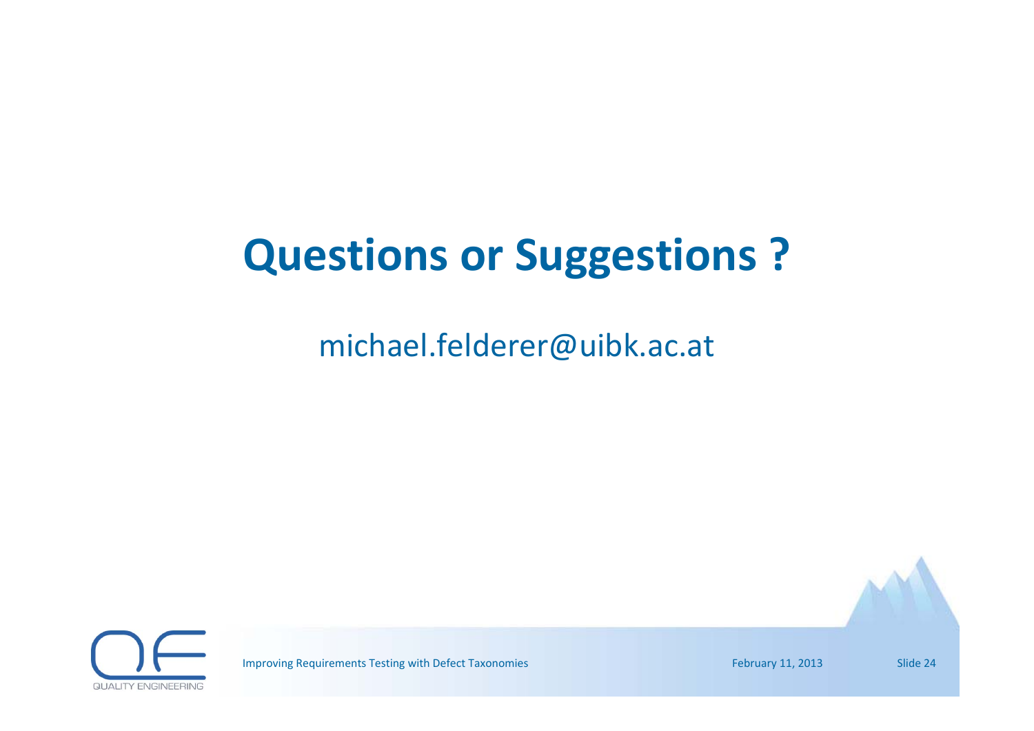# Questions or Suggestions ?

michael.felderer@uibk.ac.at